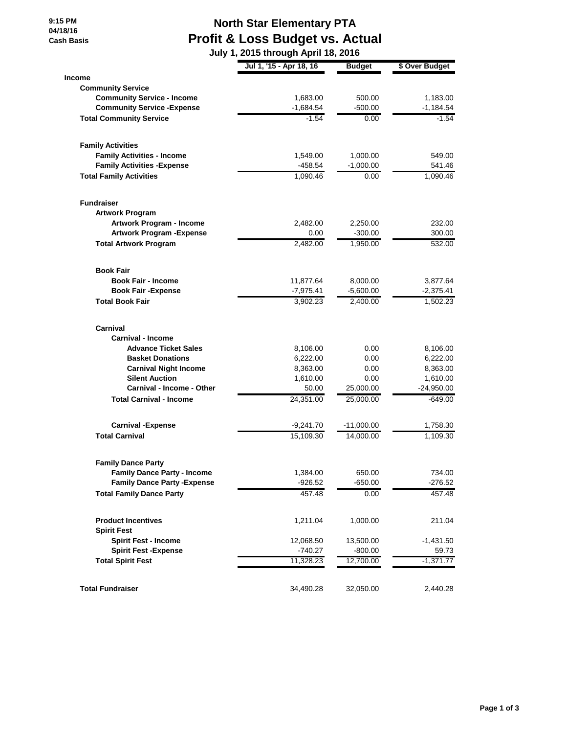9:15 PM
04/18/16
Cash Basis

# North Star Elementary PTA
## Profit & Loss Budget vs. Actual
### July 1, 2015 through April 18, 2016

| | Jul 1, '15 - Apr 18, 16 | Budget | $ Over Budget |
|---|---|---|---|
| **Income** | | | |
| **Community Service** | | | |
| **Community Service - Income** | 1,683.00 | 500.00 | 1,183.00 |
| **Community Service -Expense** | -1,684.54 | -500.00 | -1,184.54 |
| **Total Community Service** | -1.54 | 0.00 | -1.54 |
| **Family Activities** | | | |
| **Family Activities - Income** | 1,549.00 | 1,000.00 | 549.00 |
| **Family Activities -Expense** | -458.54 | -1,000.00 | 541.46 |
| **Total Family Activities** | 1,090.46 | 0.00 | 1,090.46 |
| **Fundraiser** | | | |
| **Artwork Program** | | | |
| **Artwork Program - Income** | 2,482.00 | 2,250.00 | 232.00 |
| **Artwork Program -Expense** | 0.00 | -300.00 | 300.00 |
| **Total Artwork Program** | 2,482.00 | 1,950.00 | 532.00 |
| **Book Fair** | | | |
| **Book Fair - Income** | 11,877.64 | 8,000.00 | 3,877.64 |
| **Book Fair -Expense** | -7,975.41 | -5,600.00 | -2,375.41 |
| **Total Book Fair** | 3,902.23 | 2,400.00 | 1,502.23 |
| **Carnival** | | | |
| **Carnival - Income** | | | |
| **Advance Ticket Sales** | 8,106.00 | 0.00 | 8,106.00 |
| **Basket Donations** | 6,222.00 | 0.00 | 6,222.00 |
| **Carnival Night Income** | 8,363.00 | 0.00 | 8,363.00 |
| **Silent Auction** | 1,610.00 | 0.00 | 1,610.00 |
| **Carnival - Income - Other** | 50.00 | 25,000.00 | -24,950.00 |
| **Total Carnival - Income** | 24,351.00 | 25,000.00 | -649.00 |
| **Carnival -Expense** | -9,241.70 | -11,000.00 | 1,758.30 |
| **Total Carnival** | 15,109.30 | 14,000.00 | 1,109.30 |
| **Family Dance Party** | | | |
| **Family Dance Party - Income** | 1,384.00 | 650.00 | 734.00 |
| **Family Dance Party -Expense** | -926.52 | -650.00 | -276.52 |
| **Total Family Dance Party** | 457.48 | 0.00 | 457.48 |
| **Product Incentives** | 1,211.04 | 1,000.00 | 211.04 |
| **Spirit Fest** | | | |
| **Spirit Fest - Income** | 12,068.50 | 13,500.00 | -1,431.50 |
| **Spirit Fest -Expense** | -740.27 | -800.00 | 59.73 |
| **Total Spirit Fest** | 11,328.23 | 12,700.00 | -1,371.77 |
| **Total Fundraiser** | 34,490.28 | 32,050.00 | 2,440.28 |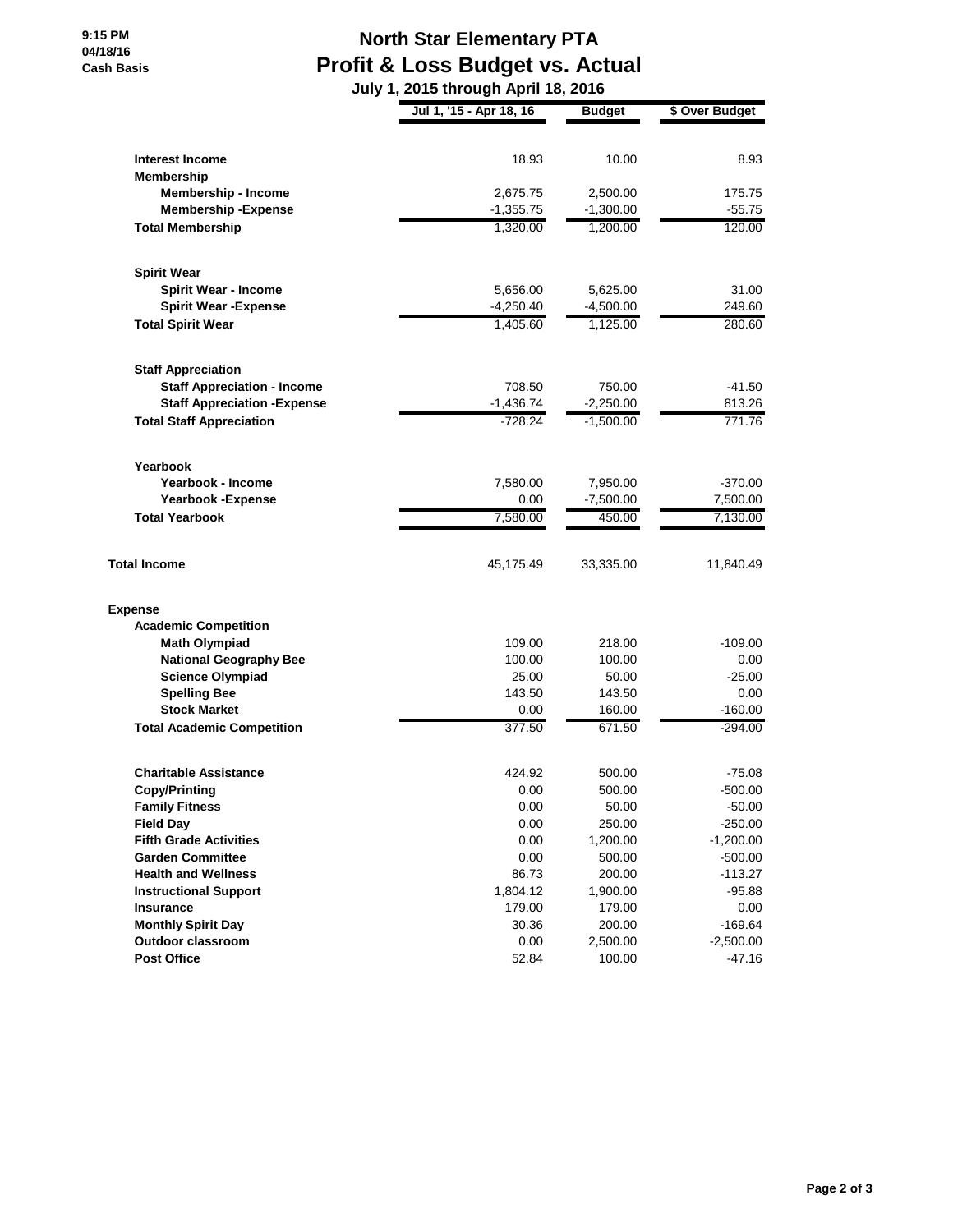# North Star Elementary PTA
## Profit & Loss Budget vs. Actual
### July 1, 2015 through April 18, 2016

9:15 PM
04/18/16
Cash Basis

| | Jul 1, '15 - Apr 18, 16 | Budget | $ Over Budget |
|---|---|---|---|
| **Interest Income** | 18.93 | 10.00 | 8.93 |
| **Membership** | | | |
| **Membership - Income** | 2,675.75 | 2,500.00 | 175.75 |
| **Membership -Expense** | -1,355.75 | -1,300.00 | -55.75 |
| **Total Membership** | 1,320.00 | 1,200.00 | 120.00 |
| **Spirit Wear** | | | |
| **Spirit Wear - Income** | 5,656.00 | 5,625.00 | 31.00 |
| **Spirit Wear -Expense** | -4,250.40 | -4,500.00 | 249.60 |
| **Total Spirit Wear** | 1,405.60 | 1,125.00 | 280.60 |
| **Staff Appreciation** | | | |
| **Staff Appreciation - Income** | 708.50 | 750.00 | -41.50 |
| **Staff Appreciation -Expense** | -1,436.74 | -2,250.00 | 813.26 |
| **Total Staff Appreciation** | -728.24 | -1,500.00 | 771.76 |
| **Yearbook** | | | |
| **Yearbook - Income** | 7,580.00 | 7,950.00 | -370.00 |
| **Yearbook -Expense** | 0.00 | -7,500.00 | 7,500.00 |
| **Total Yearbook** | 7,580.00 | 450.00 | 7,130.00 |
| **Total Income** | 45,175.49 | 33,335.00 | 11,840.49 |
| **Expense** | | | |
| **Academic Competition** | | | |
| **Math Olympiad** | 109.00 | 218.00 | -109.00 |
| **National Geography Bee** | 100.00 | 100.00 | 0.00 |
| **Science Olympiad** | 25.00 | 50.00 | -25.00 |
| **Spelling Bee** | 143.50 | 143.50 | 0.00 |
| **Stock Market** | 0.00 | 160.00 | -160.00 |
| **Total Academic Competition** | 377.50 | 671.50 | -294.00 |
| **Charitable Assistance** | 424.92 | 500.00 | -75.08 |
| **Copy/Printing** | 0.00 | 500.00 | -500.00 |
| **Family Fitness** | 0.00 | 50.00 | -50.00 |
| **Field Day** | 0.00 | 250.00 | -250.00 |
| **Fifth Grade Activities** | 0.00 | 1,200.00 | -1,200.00 |
| **Garden Committee** | 0.00 | 500.00 | -500.00 |
| **Health and Wellness** | 86.73 | 200.00 | -113.27 |
| **Instructional Support** | 1,804.12 | 1,900.00 | -95.88 |
| **Insurance** | 179.00 | 179.00 | 0.00 |
| **Monthly Spirit Day** | 30.36 | 200.00 | -169.64 |
| **Outdoor classroom** | 0.00 | 2,500.00 | -2,500.00 |
| **Post Office** | 52.84 | 100.00 | -47.16 |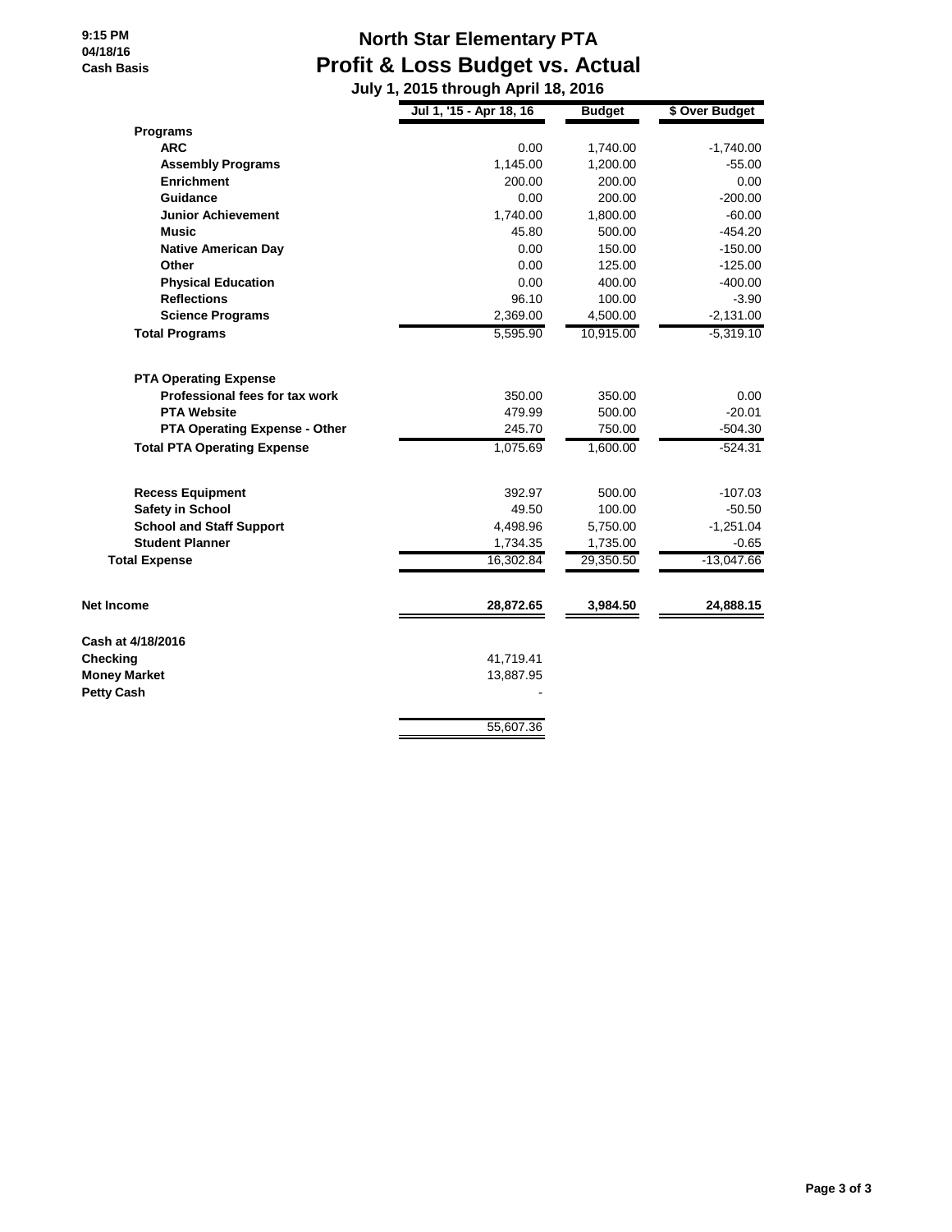9:15 PM
04/18/16
Cash Basis

# North Star Elementary PTA
## Profit & Loss Budget vs. Actual
### July 1, 2015 through April 18, 2016

| | Jul 1, '15 - Apr 18, 16 | Budget | $ Over Budget |
|---|---|---|---|
| **Programs** | | | |
| **ARC** | 0.00 | 1,740.00 | -1,740.00 |
| **Assembly Programs** | 1,145.00 | 1,200.00 | -55.00 |
| **Enrichment** | 200.00 | 200.00 | 0.00 |
| **Guidance** | 0.00 | 200.00 | -200.00 |
| **Junior Achievement** | 1,740.00 | 1,800.00 | -60.00 |
| **Music** | 45.80 | 500.00 | -454.20 |
| **Native American Day** | 0.00 | 150.00 | -150.00 |
| **Other** | 0.00 | 125.00 | -125.00 |
| **Physical Education** | 0.00 | 400.00 | -400.00 |
| **Reflections** | 96.10 | 100.00 | -3.90 |
| **Science Programs** | 2,369.00 | 4,500.00 | -2,131.00 |
| **Total Programs** | 5,595.90 | 10,915.00 | -5,319.10 |
| **PTA Operating Expense** | | | |
| **Professional fees for tax work** | 350.00 | 350.00 | 0.00 |
| **PTA Website** | 479.99 | 500.00 | -20.01 |
| **PTA Operating Expense - Other** | 245.70 | 750.00 | -504.30 |
| **Total PTA Operating Expense** | 1,075.69 | 1,600.00 | -524.31 |
| **Recess Equipment** | 392.97 | 500.00 | -107.03 |
| **Safety in School** | 49.50 | 100.00 | -50.50 |
| **School and Staff Support** | 4,498.96 | 5,750.00 | -1,251.04 |
| **Student Planner** | 1,734.35 | 1,735.00 | -0.65 |
| **Total Expense** | 16,302.84 | 29,350.50 | -13,047.66 |
| **Net Income** | **28,872.65** | **3,984.50** | **24,888.15** |

| | |
|---|---|
| **Cash at 4/18/2016** | |
| **Checking** | 41,719.41 |
| **Money Market** | 13,887.95 |
| **Petty Cash** | - |
| | 55,607.36 |